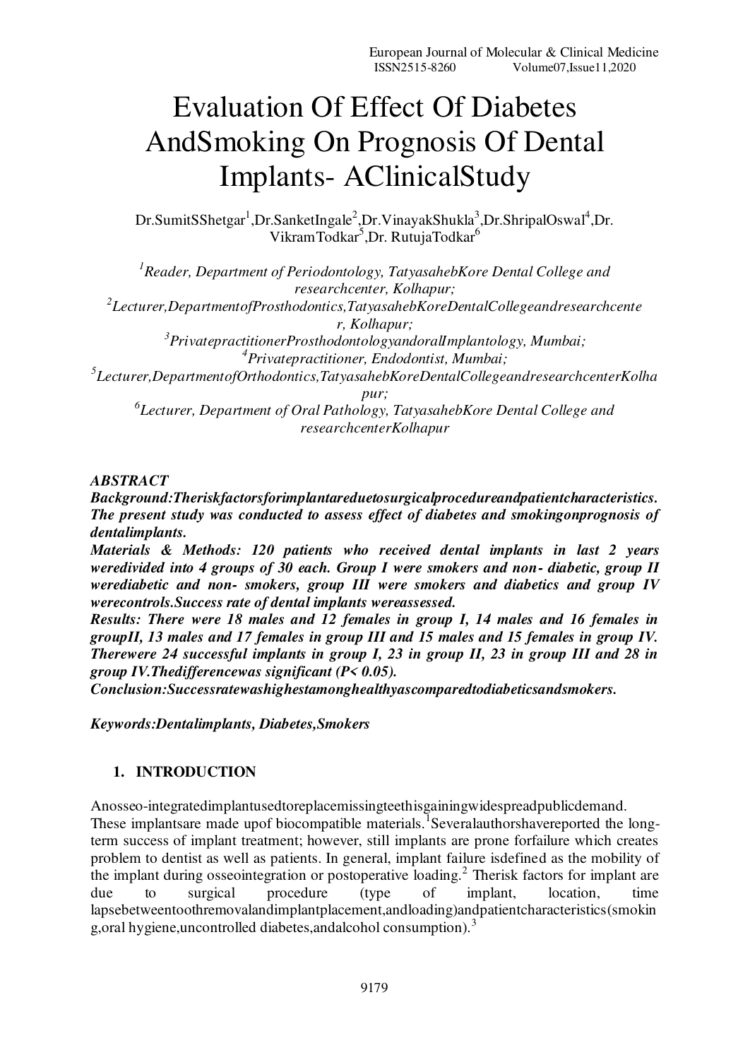# Evaluation Of Effect Of Diabetes AndSmoking On Prognosis Of Dental Implants- AClinicalStudy

Dr.SumitSShetgar[1],Dr.SanketIngale[2],Dr.VinayakShukla[3],Dr.ShripalOswal[4],Dr. VikramTodkar[5],Dr. RutujaTodkar[6]

*[1]Reader, Department of Periodontology, TatyasahebKore Dental College and researchcenter, Kolhapur;*
*[2]Lecturer,DepartmentofProsthodontics,TatyasahebKoreDentalCollegeandresearchcenter, Kolhapur;*
*[3]PrivatepractitionerProsthodontologyandoralImplantology, Mumbai;*
*[4]Privatepractitioner, Endodontist, Mumbai;*
*[5]Lecturer,DepartmentofOrthodontics,TatyasahebKoreDentalCollegeandresearchcenterKolhapur;*
*[6]Lecturer, Department of Oral Pathology, TatyasahebKore Dental College and researchcenterKolhapur*

***ABSTRACT***

***Background:Theriskfactorsforimplantareduetosurgicalprocedureandpatientcharacteristics. The present study was conducted to assess effect of diabetes and smokingonprognosis of dentalimplants.***

***Materials & Methods: 120 patients who received dental implants in last 2 years weredivided into 4 groups of 30 each. Group I were smokers and non- diabetic, group II werediabetic and non- smokers, group III were smokers and diabetics and group IV werecontrols.Success rate of dental implants wereassessed.***

***Results: There were 18 males and 12 females in group I, 14 males and 16 females in groupII, 13 males and 17 females in group III and 15 males and 15 females in group IV. Therewere 24 successful implants in group I, 23 in group II, 23 in group III and 28 in group IV.Thedifferencewas significant (P< 0.05).***

***Conclusion:Successratewashighestamonghealthyascomparedtodiabeticsandsmokers.***

***Keywords:Dentalimplants, Diabetes,Smokers***

## 1. INTRODUCTION

Anosseo-integratedimplantusedtoreplacemissingteethisgainingwidespreadpublicdemand. These implantsare made upof biocompatible materials.[1]Severalauthorshavereported the long-term success of implant treatment; however, still implants are prone forfailure which creates problem to dentist as well as patients. In general, implant failure isdefined as the mobility of the implant during osseointegration or postoperative loading.[2] Therisk factors for implant are due to surgical procedure (type of implant, location, time lapsebetweentoothremovalandimplantplacement,andloading)andpatientcharacteristics(smoking,oral hygiene,uncontrolled diabetes,andalcohol consumption).[3]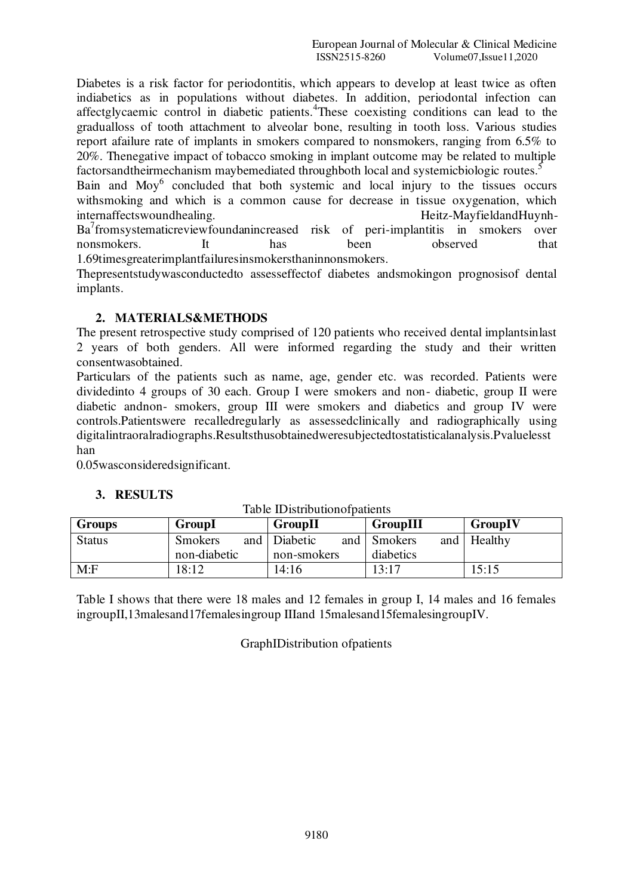Diabetes is a risk factor for periodontitis, which appears to develop at least twice as often indiabetics as in populations without diabetes. In addition, periodontal infection can affectglycaemic control in diabetic patients.[4]These coexisting conditions can lead to the gradualloss of tooth attachment to alveolar bone, resulting in tooth loss. Various studies report afailure rate of implants in smokers compared to nonsmokers, ranging from 6.5% to 20%. Thenegative impact of tobacco smoking in implant outcome may be related to multiple factorsandtheirmechanism maybemediated throughboth local and systemicbiologic routes.[5]

Bain and Moy[6] concluded that both systemic and local injury to the tissues occurs withsmoking and which is a common cause for decrease in tissue oxygenation, which internaffectswoundhealing. Heitz-MayfieldandHuynh-Ba[7]fromsystematicreviewfoundanincreased risk of peri-implantitis in smokers over nonsmokers. It has been observed that 1.69timesgreaterimplantfailuresinsmokersthaninnonsmokers.

Thepresentstudywasconductedto assesseffectof diabetes andsmokingon prognosisof dental implants.

## 2. MATERIALS&METHODS

The present retrospective study comprised of 120 patients who received dental implantsinlast 2 years of both genders. All were informed regarding the study and their written consentwasobtained.

Particulars of the patients such as name, age, gender etc. was recorded. Patients were dividedinto 4 groups of 30 each. Group I were smokers and non- diabetic, group II were diabetic andnon- smokers, group III were smokers and diabetics and group IV were controls.Patientswere recalledregularly as assessedclinically and radiographically using digitalintraoralradiographs.Resultsthusobtainedweresubjectedtostatisticalanalysis.Pvaluelessthan 0.05wasconsideredsignificant.

## 3. RESULTS

Table IDistributionofpatients

| Groups | GroupI | GroupII | GroupIII | GroupIV |
|---|---|---|---|---|
| Status | Smokers and non-diabetic | Diabetic and non-smokers | Smokers and diabetics | Healthy |
| M:F | 18:12 | 14:16 | 13:17 | 15:15 |

Table I shows that there were 18 males and 12 females in group I, 14 males and 16 females ingroupII,13malesand17femalesingroup IIIand 15malesand15femalesingroupIV.

GraphIDistribution ofpatients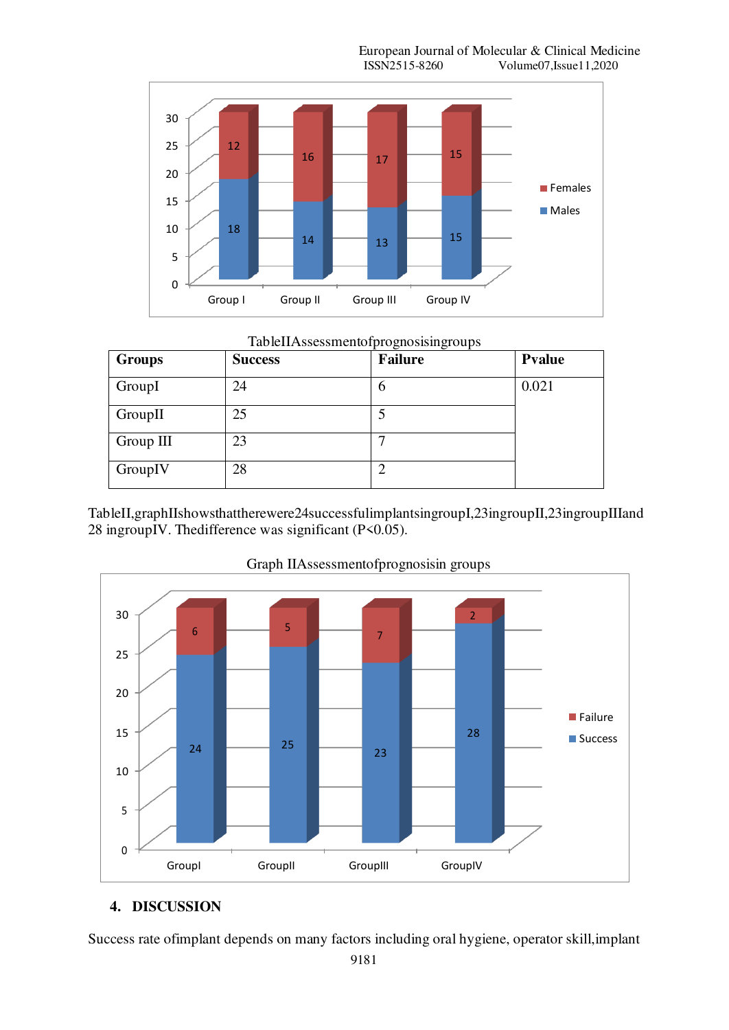Table II Assessment of prognosis in groups

| Groups | Success | Failure | Pvalue |
|---|---|---|---|
| GroupI | 24 | 6 | 0.021 |
| GroupII | 25 | 5 | |
| Group III | 23 | 7 | |
| GroupIV | 28 | 2 | |

TableII,graphIIshowsthattherewere24successfulimplantsingroupI,23ingroupII,23ingroupIIIand 28 ingroupIV. Thedifference was significant ($P<0.05$).

Graph IIAssessmentofprognosisin groups

## 4. DISCUSSION

Success rate ofimplant depends on many factors including oral hygiene, operator skill,implant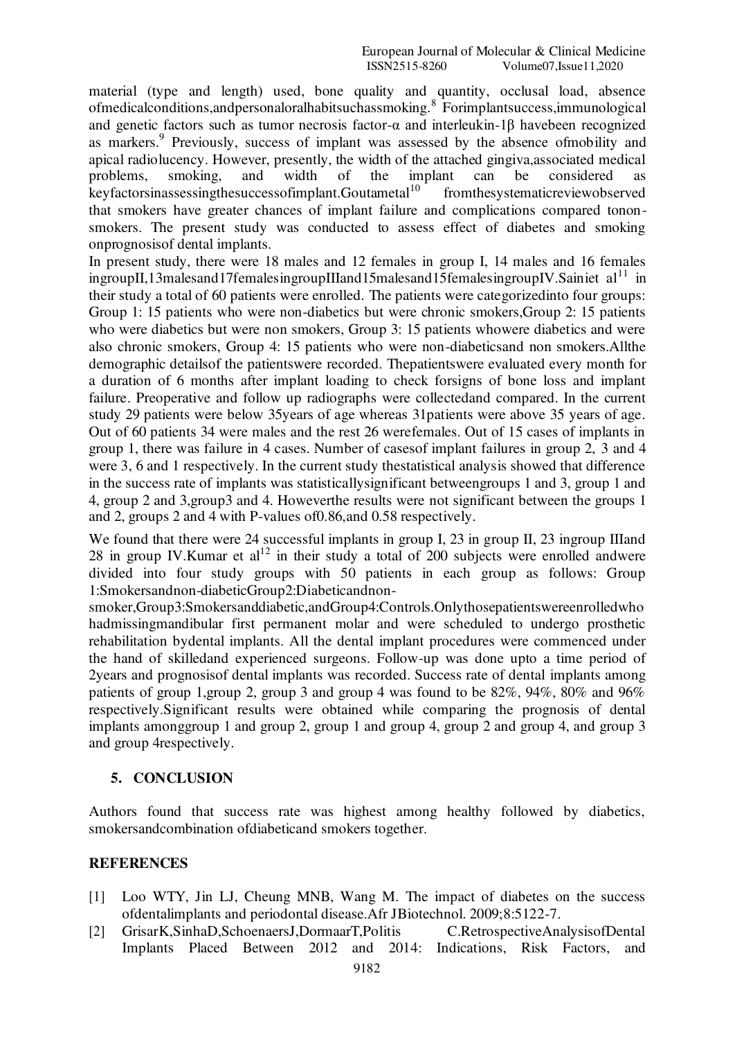material (type and length) used, bone quality and quantity, occlusal load, absence ofmedicalconditions,andpersonaloralhabitsuchassmoking.[8] Forimplantsuccess,immunological and genetic factors such as tumor necrosis factor-α and interleukin-1β havebeen recognized as markers.[9] Previously, success of implant was assessed by the absence ofmobility and apical radiolucency. However, presently, the width of the attached gingiva,associated medical problems, smoking, and width of the implant can be considered as keyfactorsinassessingthesuccessofimplant.Goutametal[10] fromthesystematicreviewobserved that smokers have greater chances of implant failure and complications compared tonon-smokers. The present study was conducted to assess effect of diabetes and smoking onprognosisof dental implants.

In present study, there were 18 males and 12 females in group I, 14 males and 16 females ingroupII,13malesand17femalesingroupIIIand15malesand15femalesingroupIV.Sainiet al[11] in their study a total of 60 patients were enrolled. The patients were categorizedinto four groups: Group 1: 15 patients who were non-diabetics but were chronic smokers,Group 2: 15 patients who were diabetics but were non smokers, Group 3: 15 patients whowere diabetics and were also chronic smokers, Group 4: 15 patients who were non-diabeticsand non smokers.Allthe demographic detailsof the patientswere recorded. Thepatientswere evaluated every month for a duration of 6 months after implant loading to check forsigns of bone loss and implant failure. Preoperative and follow up radiographs were collectedand compared. In the current study 29 patients were below 35years of age whereas 31patients were above 35 years of age. Out of 60 patients 34 were males and the rest 26 werefemales. Out of 15 cases of implants in group 1, there was failure in 4 cases. Number of casesof implant failures in group 2, 3 and 4 were 3, 6 and 1 respectively. In the current study thestatistical analysis showed that difference in the success rate of implants was statisticallysignificant betweengroups 1 and 3, group 1 and 4, group 2 and 3,group3 and 4. Howeverthe results were not significant between the groups 1 and 2, groups 2 and 4 with P-values of0.86,and 0.58 respectively.

We found that there were 24 successful implants in group I, 23 in group II, 23 ingroup IIIand 28 in group IV.Kumar et al[12] in their study a total of 200 subjects were enrolled andwere divided into four study groups with 50 patients in each group as follows: Group 1:Smokersandnon-diabeticGroup2:Diabeticandnon-smoker,Group3:Smokersanddiabetic,andGroup4:Controls.Onlythosepatientswereenrolledwho hadmissingmandibular first permanent molar and were scheduled to undergo prosthetic rehabilitation bydental implants. All the dental implant procedures were commenced under the hand of skilledand experienced surgeons. Follow-up was done upto a time period of 2years and prognosisof dental implants was recorded. Success rate of dental implants among patients of group 1,group 2, group 3 and group 4 was found to be 82%, 94%, 80% and 96% respectively.Significant results were obtained while comparing the prognosis of dental implants amonggroup 1 and group 2, group 1 and group 4, group 2 and group 4, and group 3 and group 4respectively.

## 5. CONCLUSION

Authors found that success rate was highest among healthy followed by diabetics, smokersandcombination ofdiabeticand smokers together.

## REFERENCES

[1] Loo WTY, Jin LJ, Cheung MNB, Wang M. The impact of diabetes on the success ofdentalimplants and periodontal disease.Afr JBiotechnol. 2009;8:5122-7.

[2] GrisarK,SinhaD,SchoenaersJ,DormaarT,Politis C.RetrospectiveAnalysisofDental Implants Placed Between 2012 and 2014: Indications, Risk Factors, and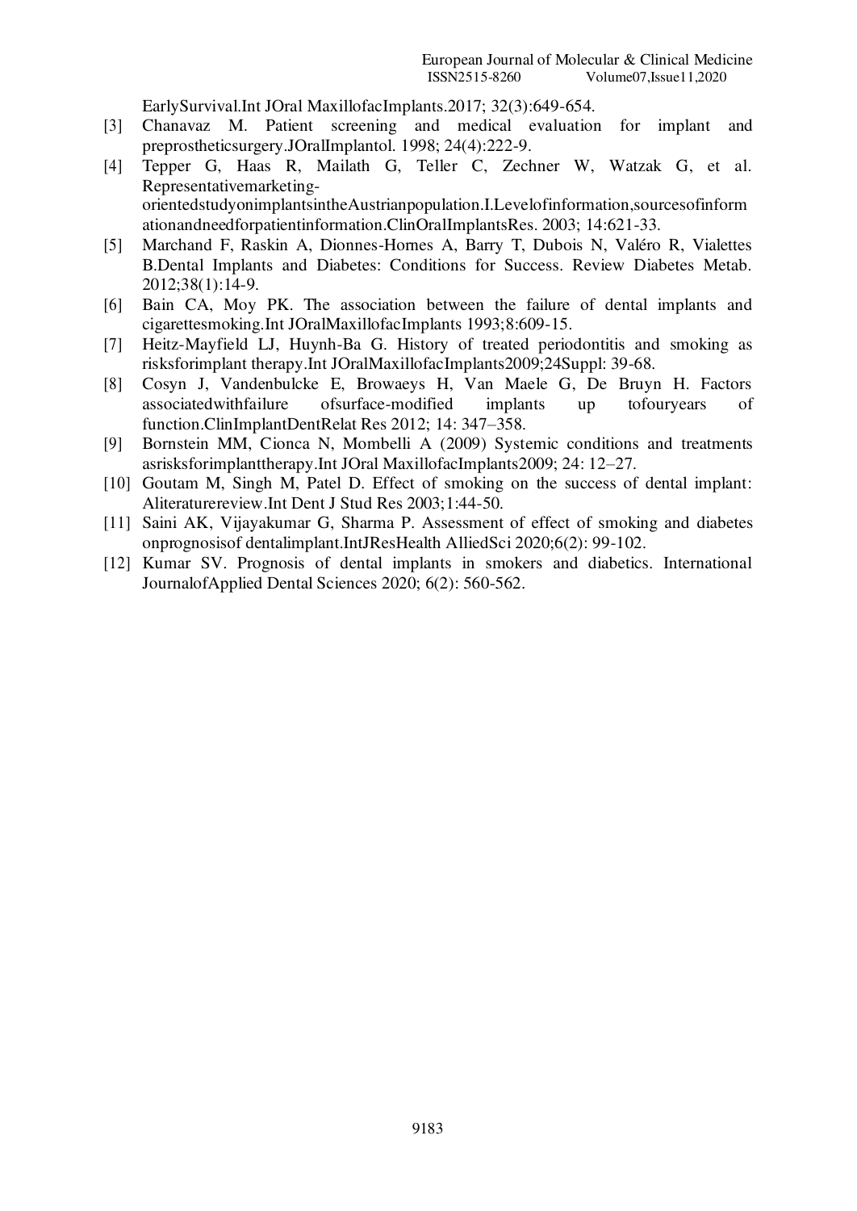EarlySurvival.Int JOral MaxillofacImplants.2017; 32(3):649-654.

[3] Chanavaz M. Patient screening and medical evaluation for implant and preprostheticsurgery.JOralImplantol. 1998; 24(4):222-9.

[4] Tepper G, Haas R, Mailath G, Teller C, Zechner W, Watzak G, et al. Representativemarketing-orientedstudyonimplantsintheAustrianpopulation.I.Levelofinformation,sourcesofinformationandneedforpatientinformation.ClinOralImplantsRes. 2003; 14:621-33.

[5] Marchand F, Raskin A, Dionnes-Hornes A, Barry T, Dubois N, Valéro R, Vialettes B.Dental Implants and Diabetes: Conditions for Success. Review Diabetes Metab. 2012;38(1):14-9.

[6] Bain CA, Moy PK. The association between the failure of dental implants and cigarettesmoking.Int JOralMaxillofacImplants 1993;8:609-15.

[7] Heitz-Mayfield LJ, Huynh-Ba G. History of treated periodontitis and smoking as risksforimplant therapy.Int JOralMaxillofacImplants2009;24Suppl: 39-68.

[8] Cosyn J, Vandenbulcke E, Browaeys H, Van Maele G, De Bruyn H. Factors associatedwithfailure ofsurface-modified implants up tofouryears of function.ClinImplantDentRelat Res 2012; 14: 347–358.

[9] Bornstein MM, Cionca N, Mombelli A (2009) Systemic conditions and treatments asrisksforimplanttherapy.Int JOral MaxillofacImplants2009; 24: 12–27.

[10] Goutam M, Singh M, Patel D. Effect of smoking on the success of dental implant: Aliteraturereview.Int Dent J Stud Res 2003;1:44-50.

[11] Saini AK, Vijayakumar G, Sharma P. Assessment of effect of smoking and diabetes onprognosisof dentalimplant.IntJResHealth AlliedSci 2020;6(2): 99-102.

[12] Kumar SV. Prognosis of dental implants in smokers and diabetics. International JournalofApplied Dental Sciences 2020; 6(2): 560-562.